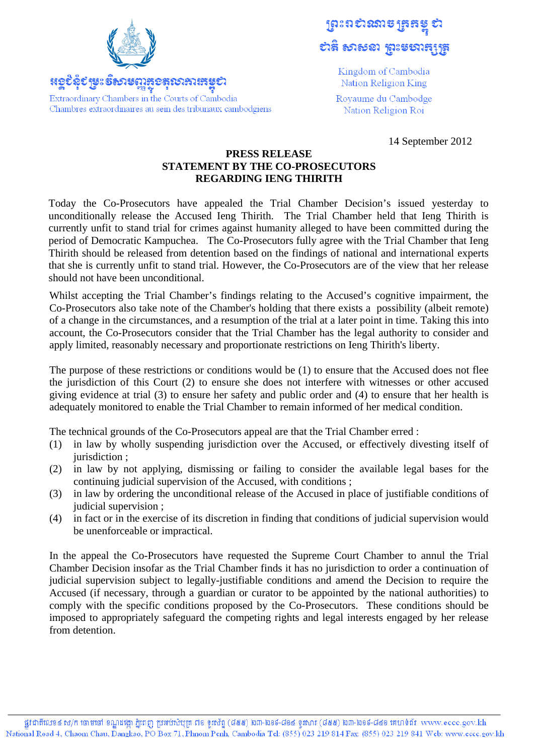ព្រះរាជាណាចក្រកម្ពុជា
ជាតិ សាសនា ព្រះមហាក្សត្រ

Kingdom of Cambodia
Nation Religion King

Royaume du Cambodge
Nation Religion Roi

អង្គជំនុំជម្រះវិសាមញ្ញក្នុងតុលាការកម្ពុជា

Extraordinary Chambers in the Courts of Cambodia
Chambres extraordinaires au sein des tribunaux cambodgiens

14 September 2012

**PRESS RELEASE**
**STATEMENT BY THE CO-PROSECUTORS**
**REGARDING IENG THIRITH**

Today the Co-Prosecutors have appealed the Trial Chamber Decision's issued yesterday to unconditionally release the Accused Ieng Thirith. The Trial Chamber held that Ieng Thirith is currently unfit to stand trial for crimes against humanity alleged to have been committed during the period of Democratic Kampuchea. The Co-Prosecutors fully agree with the Trial Chamber that Ieng Thirith should be released from detention based on the findings of national and international experts that she is currently unfit to stand trial. However, the Co-Prosecutors are of the view that her release should not have been unconditional.

Whilst accepting the Trial Chamber's findings relating to the Accused's cognitive impairment, the Co-Prosecutors also take note of the Chamber's holding that there exists a possibility (albeit remote) of a change in the circumstances, and a resumption of the trial at a later point in time. Taking this into account, the Co-Prosecutors consider that the Trial Chamber has the legal authority to consider and apply limited, reasonably necessary and proportionate restrictions on Ieng Thirith's liberty.

The purpose of these restrictions or conditions would be (1) to ensure that the Accused does not flee the jurisdiction of this Court (2) to ensure she does not interfere with witnesses or other accused giving evidence at trial (3) to ensure her safety and public order and (4) to ensure that her health is adequately monitored to enable the Trial Chamber to remain informed of her medical condition.

The technical grounds of the Co-Prosecutors appeal are that the Trial Chamber erred :

(1) in law by wholly suspending jurisdiction over the Accused, or effectively divesting itself of jurisdiction ;
(2) in law by not applying, dismissing or failing to consider the available legal bases for the continuing judicial supervision of the Accused, with conditions ;
(3) in law by ordering the unconditional release of the Accused in place of justifiable conditions of judicial supervision ;
(4) in fact or in the exercise of its discretion in finding that conditions of judicial supervision would be unenforceable or impractical.

In the appeal the Co-Prosecutors have requested the Supreme Court Chamber to annul the Trial Chamber Decision insofar as the Trial Chamber finds it has no jurisdiction to order a continuation of judicial supervision subject to legally-justifiable conditions and amend the Decision to require the Accused (if necessary, through a guardian or curator to be appointed by the national authorities) to comply with the specific conditions proposed by the Co-Prosecutors. These conditions should be imposed to appropriately safeguard the competing rights and legal interests engaged by her release from detention.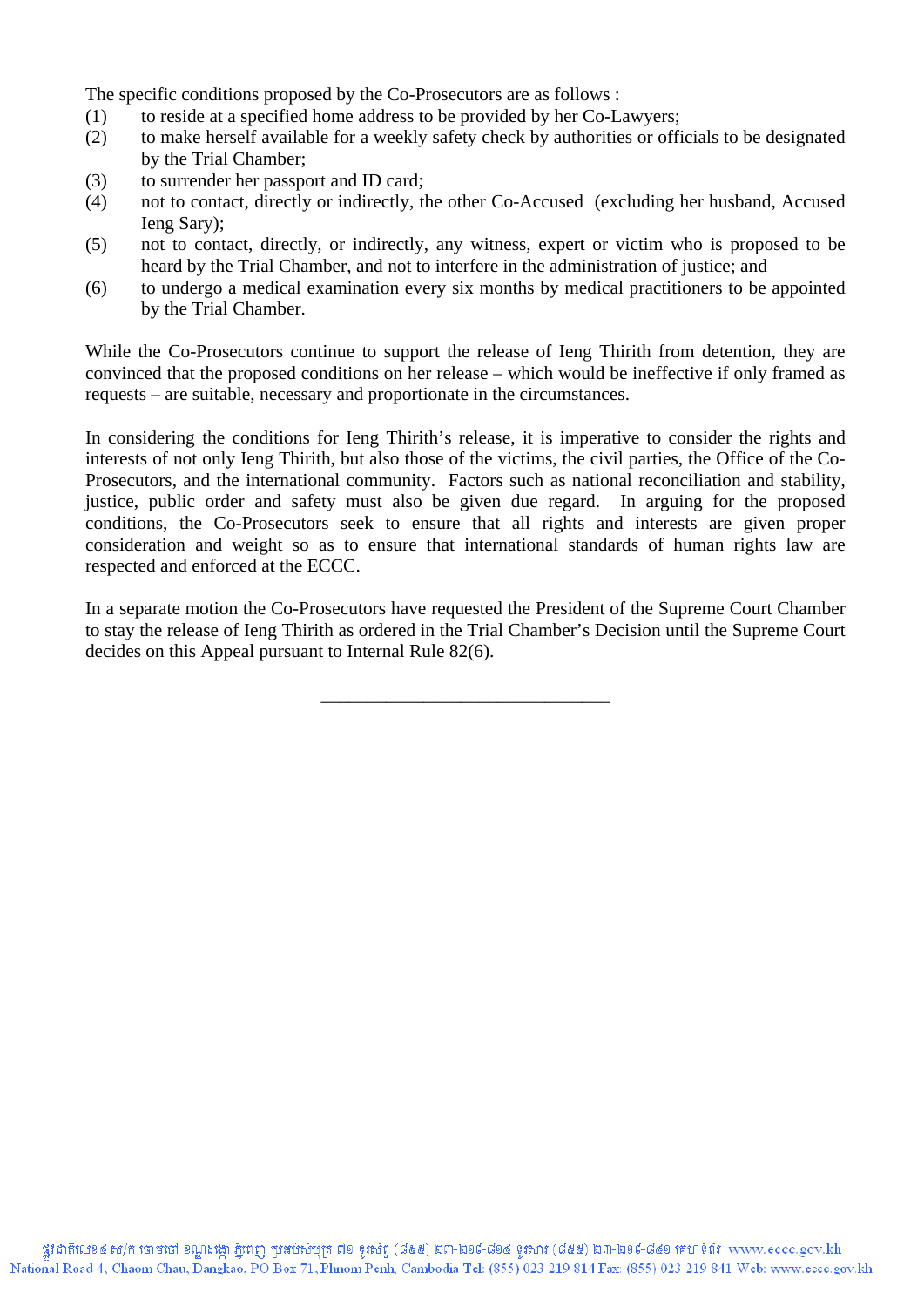The specific conditions proposed by the Co-Prosecutors are as follows :

(1) to reside at a specified home address to be provided by her Co-Lawyers;

(2) to make herself available for a weekly safety check by authorities or officials to be designated by the Trial Chamber;

(3) to surrender her passport and ID card;

(4) not to contact, directly or indirectly, the other Co-Accused (excluding her husband, Accused Ieng Sary);

(5) not to contact, directly, or indirectly, any witness, expert or victim who is proposed to be heard by the Trial Chamber, and not to interfere in the administration of justice; and

(6) to undergo a medical examination every six months by medical practitioners to be appointed by the Trial Chamber.

While the Co-Prosecutors continue to support the release of Ieng Thirith from detention, they are convinced that the proposed conditions on her release – which would be ineffective if only framed as requests – are suitable, necessary and proportionate in the circumstances.

In considering the conditions for Ieng Thirith's release, it is imperative to consider the rights and interests of not only Ieng Thirith, but also those of the victims, the civil parties, the Office of the Co-Prosecutors, and the international community. Factors such as national reconciliation and stability, justice, public order and safety must also be given due regard. In arguing for the proposed conditions, the Co-Prosecutors seek to ensure that all rights and interests are given proper consideration and weight so as to ensure that international standards of human rights law are respected and enforced at the ECCC.

In a separate motion the Co-Prosecutors have requested the President of the Supreme Court Chamber to stay the release of Ieng Thirith as ordered in the Trial Chamber's Decision until the Supreme Court decides on this Appeal pursuant to Internal Rule 82(6).

\_\_\_\_\_\_\_\_\_\_\_\_\_\_\_\_\_\_\_\_\_\_\_\_\_\_\_\_\_\_